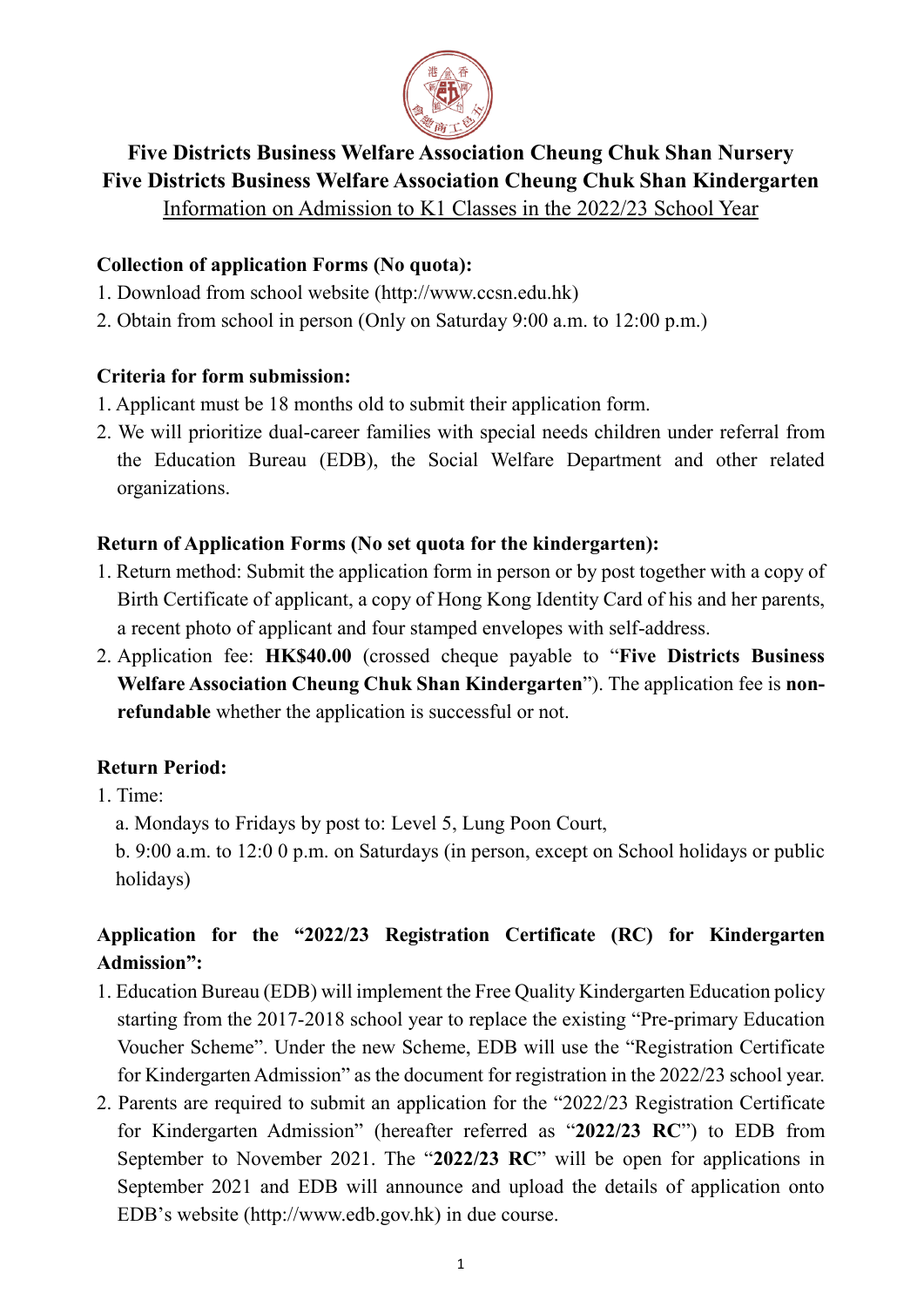# Five Districts Business Welfare Association Cheung Chuk Shan Nursery
# Five Districts Business Welfare Association Cheung Chuk Shan Kindergarten

Information on Admission to K1 Classes in the 2022/23 School Year

**Collection of application Forms (No quota):**

1. Download from school website (http://www.ccsn.edu.hk)
2. Obtain from school in person (Only on Saturday 9:00 a.m. to 12:00 p.m.)

**Criteria for form submission:**

1. Applicant must be 18 months old to submit their application form.
2. We will prioritize dual-career families with special needs children under referral from the Education Bureau (EDB), the Social Welfare Department and other related organizations.

**Return of Application Forms (No set quota for the kindergarten):**

1. Return method: Submit the application form in person or by post together with a copy of Birth Certificate of applicant, a copy of Hong Kong Identity Card of his and her parents, a recent photo of applicant and four stamped envelopes with self-address.
2. Application fee: **HK$40.00** (crossed cheque payable to "**Five Districts Business Welfare Association Cheung Chuk Shan Kindergarten**"). The application fee is **non-refundable** whether the application is successful or not.

**Return Period:**

1. Time:
   a. Mondays to Fridays by post to: Level 5, Lung Poon Court,
   b. 9:00 a.m. to 12:0 0 p.m. on Saturdays (in person, except on School holidays or public holidays)

**Application for the "2022/23 Registration Certificate (RC) for Kindergarten Admission":**

1. Education Bureau (EDB) will implement the Free Quality Kindergarten Education policy starting from the 2017-2018 school year to replace the existing "Pre-primary Education Voucher Scheme". Under the new Scheme, EDB will use the "Registration Certificate for Kindergarten Admission" as the document for registration in the 2022/23 school year.
2. Parents are required to submit an application for the "2022/23 Registration Certificate for Kindergarten Admission" (hereafter referred as "**2022/23 RC**") to EDB from September to November 2021. The "**2022/23 RC**" will be open for applications in September 2021 and EDB will announce and upload the details of application onto EDB's website (http://www.edb.gov.hk) in due course.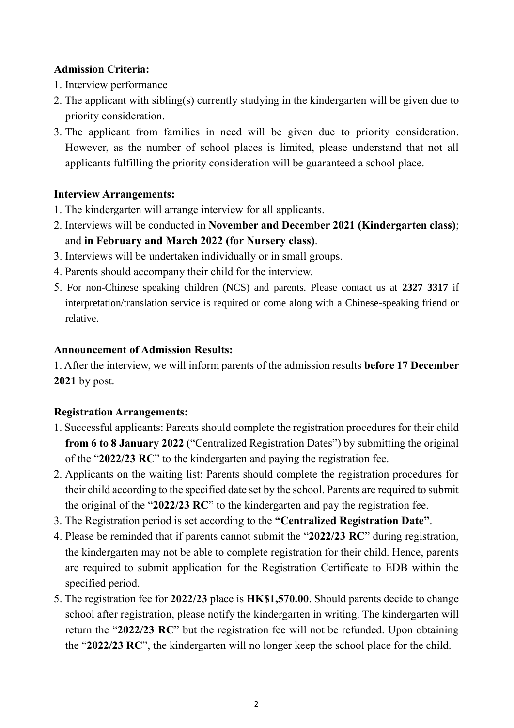**Admission Criteria:**

1. Interview performance
2. The applicant with sibling(s) currently studying in the kindergarten will be given due to priority consideration.
3. The applicant from families in need will be given due to priority consideration. However, as the number of school places is limited, please understand that not all applicants fulfilling the priority consideration will be guaranteed a school place.

**Interview Arrangements:**

1. The kindergarten will arrange interview for all applicants.
2. Interviews will be conducted in **November and December 2021 (Kindergarten class)**; and **in February and March 2022 (for Nursery class)**.
3. Interviews will be undertaken individually or in small groups.
4. Parents should accompany their child for the interview.
5. For non-Chinese speaking children (NCS) and parents. Please contact us at **2327 3317** if interpretation/translation service is required or come along with a Chinese-speaking friend or relative.

**Announcement of Admission Results:**

1. After the interview, we will inform parents of the admission results **before 17 December 2021** by post.

**Registration Arrangements:**

1. Successful applicants: Parents should complete the registration procedures for their child **from 6 to 8 January 2022** ("Centralized Registration Dates") by submitting the original of the "**2022/23 RC**" to the kindergarten and paying the registration fee.
2. Applicants on the waiting list: Parents should complete the registration procedures for their child according to the specified date set by the school. Parents are required to submit the original of the "**2022/23 RC**" to the kindergarten and pay the registration fee.
3. The Registration period is set according to the **"Centralized Registration Date"**.
4. Please be reminded that if parents cannot submit the "**2022/23 RC**" during registration, the kindergarten may not be able to complete registration for their child. Hence, parents are required to submit application for the Registration Certificate to EDB within the specified period.
5. The registration fee for **2022/23** place is **HK$1,570.00**. Should parents decide to change school after registration, please notify the kindergarten in writing. The kindergarten will return the "**2022/23 RC**" but the registration fee will not be refunded. Upon obtaining the "**2022/23 RC**", the kindergarten will no longer keep the school place for the child.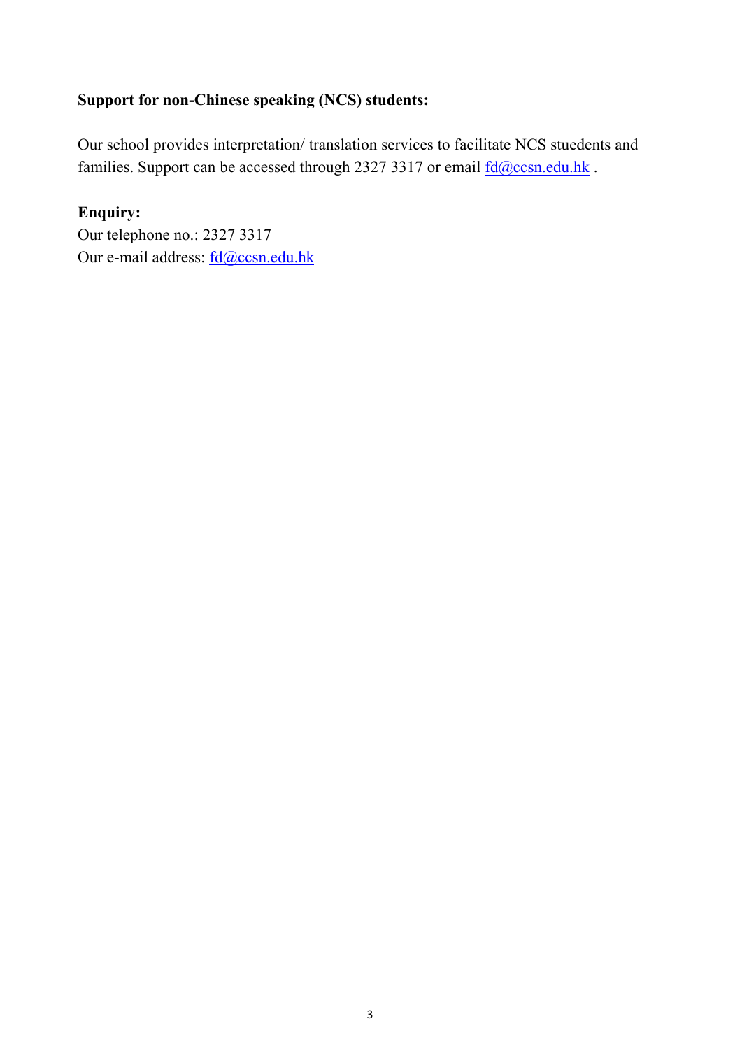**Support for non-Chinese speaking (NCS) students:**

Our school provides interpretation/ translation services to facilitate NCS stuedents and families. Support can be accessed through 2327 3317 or email fd@ccsn.edu.hk .

**Enquiry:**

Our telephone no.: 2327 3317
Our e-mail address: fd@ccsn.edu.hk